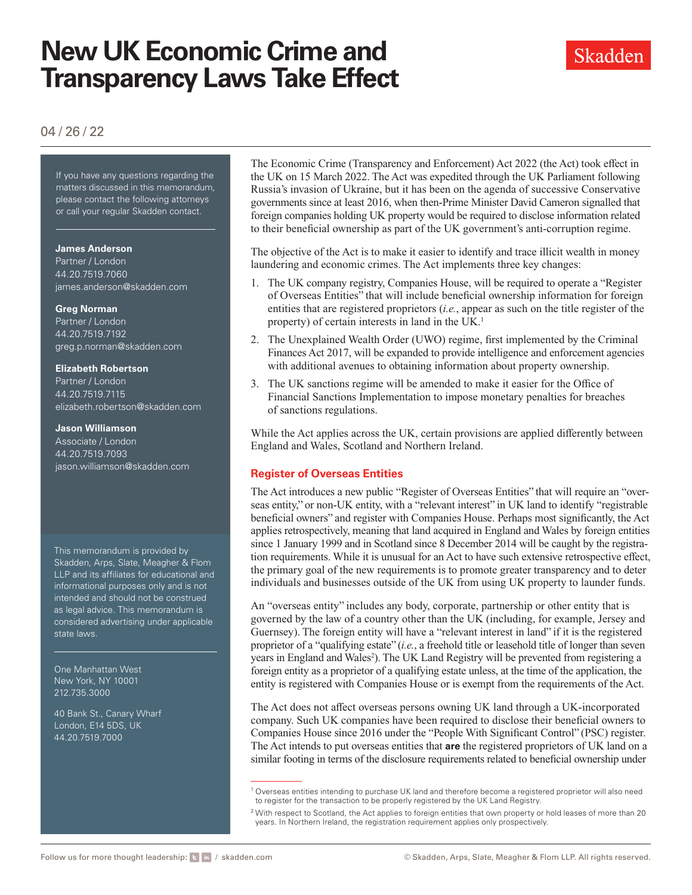# New UK Economic Crime and Transparency Laws Take Effect

04 / 26 / 22

If you have any questions regarding the matters discussed in this memorandum, please contact the following attorneys or call your regular Skadden contact.

**James Anderson**
Partner / London
44.20.7519.7060
james.anderson@skadden.com

**Greg Norman**
Partner / London
44.20.7519.7192
greg.p.norman@skadden.com

**Elizabeth Robertson**
Partner / London
44.20.7519.7115
elizabeth.robertson@skadden.com

**Jason Williamson**
Associate / London
44.20.7519.7093
jason.williamson@skadden.com

This memorandum is provided by Skadden, Arps, Slate, Meagher & Flom LLP and its affiliates for educational and informational purposes only and is not intended and should not be construed as legal advice. This memorandum is considered advertising under applicable state laws.

One Manhattan West
New York, NY 10001
212.735.3000

40 Bank St., Canary Wharf
London, E14 5DS, UK
44.20.7519.7000

The Economic Crime (Transparency and Enforcement) Act 2022 (the Act) took effect in the UK on 15 March 2022. The Act was expedited through the UK Parliament following Russia's invasion of Ukraine, but it has been on the agenda of successive Conservative governments since at least 2016, when then-Prime Minister David Cameron signalled that foreign companies holding UK property would be required to disclose information related to their beneficial ownership as part of the UK government's anti-corruption regime.

The objective of the Act is to make it easier to identify and trace illicit wealth in money laundering and economic crimes. The Act implements three key changes:

1. The UK company registry, Companies House, will be required to operate a "Register of Overseas Entities" that will include beneficial ownership information for foreign entities that are registered proprietors (*i.e.*, appear as such on the title register of the property) of certain interests in land in the UK.[1]
2. The Unexplained Wealth Order (UWO) regime, first implemented by the Criminal Finances Act 2017, will be expanded to provide intelligence and enforcement agencies with additional avenues to obtaining information about property ownership.
3. The UK sanctions regime will be amended to make it easier for the Office of Financial Sanctions Implementation to impose monetary penalties for breaches of sanctions regulations.

While the Act applies across the UK, certain provisions are applied differently between England and Wales, Scotland and Northern Ireland.

## Register of Overseas Entities

The Act introduces a new public "Register of Overseas Entities" that will require an "overseas entity," or non-UK entity, with a "relevant interest" in UK land to identify "registrable beneficial owners" and register with Companies House. Perhaps most significantly, the Act applies retrospectively, meaning that land acquired in England and Wales by foreign entities since 1 January 1999 and in Scotland since 8 December 2014 will be caught by the registration requirements. While it is unusual for an Act to have such extensive retrospective effect, the primary goal of the new requirements is to promote greater transparency and to deter individuals and businesses outside of the UK from using UK property to launder funds.

An "overseas entity" includes any body, corporate, partnership or other entity that is governed by the law of a country other than the UK (including, for example, Jersey and Guernsey). The foreign entity will have a "relevant interest in land" if it is the registered proprietor of a "qualifying estate" (*i.e.*, a freehold title or leasehold title of longer than seven years in England and Wales[2]). The UK Land Registry will be prevented from registering a foreign entity as a proprietor of a qualifying estate unless, at the time of the application, the entity is registered with Companies House or is exempt from the requirements of the Act.

The Act does not affect overseas persons owning UK land through a UK-incorporated company. Such UK companies have been required to disclose their beneficial owners to Companies House since 2016 under the "People With Significant Control" (PSC) register. The Act intends to put overseas entities that **are** the registered proprietors of UK land on a similar footing in terms of the disclosure requirements related to beneficial ownership under

[1] Overseas entities intending to purchase UK land and therefore become a registered proprietor will also need to register for the transaction to be properly registered by the UK Land Registry.

[2] With respect to Scotland, the Act applies to foreign entities that own property or hold leases of more than 20 years. In Northern Ireland, the registration requirement applies only prospectively.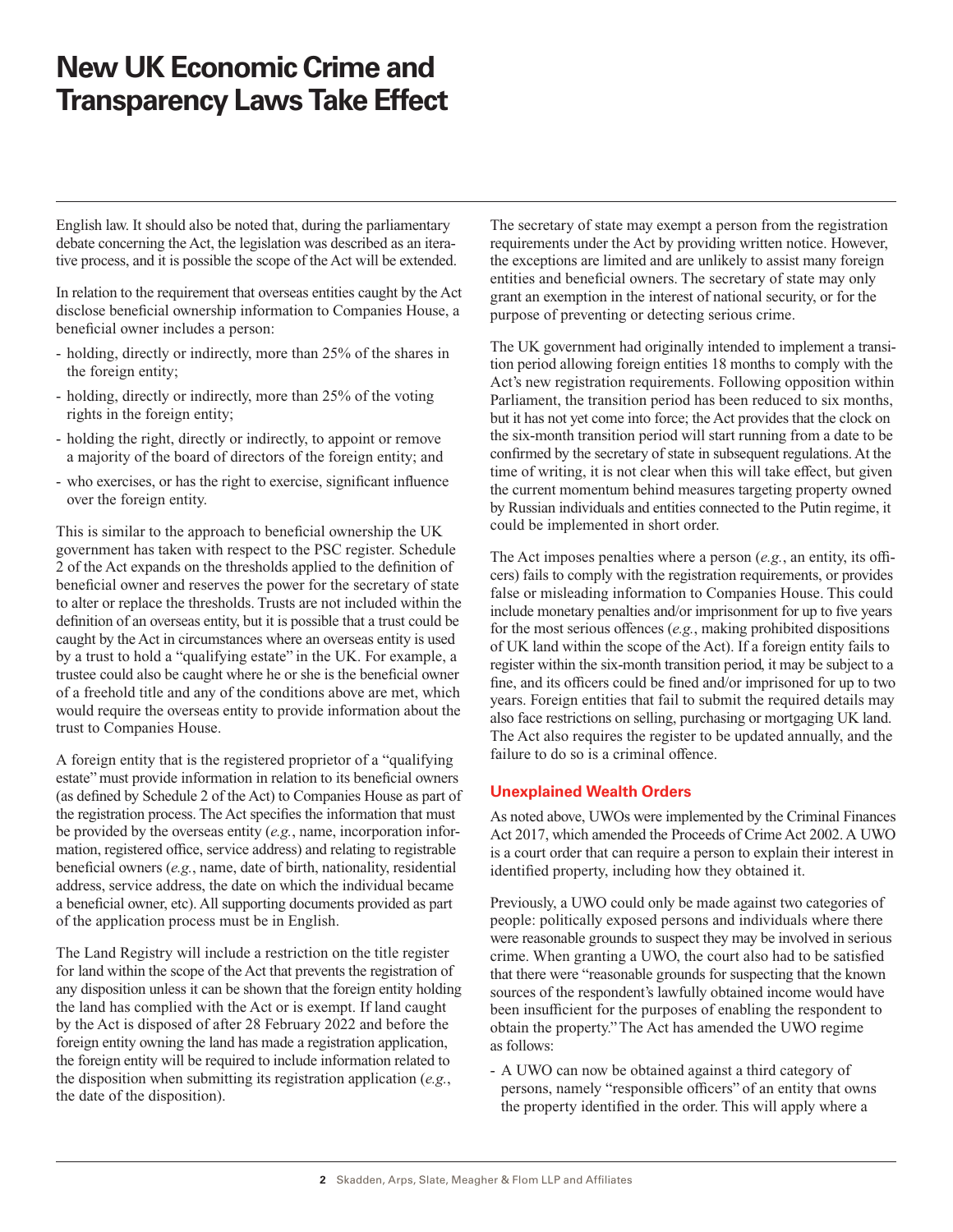English law. It should also be noted that, during the parliamentary debate concerning the Act, the legislation was described as an iterative process, and it is possible the scope of the Act will be extended.

In relation to the requirement that overseas entities caught by the Act disclose beneficial ownership information to Companies House, a beneficial owner includes a person:

- holding, directly or indirectly, more than 25% of the shares in the foreign entity;
- holding, directly or indirectly, more than 25% of the voting rights in the foreign entity;
- holding the right, directly or indirectly, to appoint or remove a majority of the board of directors of the foreign entity; and
- who exercises, or has the right to exercise, significant influence over the foreign entity.

This is similar to the approach to beneficial ownership the UK government has taken with respect to the PSC register. Schedule 2 of the Act expands on the thresholds applied to the definition of beneficial owner and reserves the power for the secretary of state to alter or replace the thresholds. Trusts are not included within the definition of an overseas entity, but it is possible that a trust could be caught by the Act in circumstances where an overseas entity is used by a trust to hold a "qualifying estate" in the UK. For example, a trustee could also be caught where he or she is the beneficial owner of a freehold title and any of the conditions above are met, which would require the overseas entity to provide information about the trust to Companies House.

A foreign entity that is the registered proprietor of a "qualifying estate" must provide information in relation to its beneficial owners (as defined by Schedule 2 of the Act) to Companies House as part of the registration process. The Act specifies the information that must be provided by the overseas entity (*e.g.*, name, incorporation information, registered office, service address) and relating to registrable beneficial owners (*e.g.*, name, date of birth, nationality, residential address, service address, the date on which the individual became a beneficial owner, etc). All supporting documents provided as part of the application process must be in English.

The Land Registry will include a restriction on the title register for land within the scope of the Act that prevents the registration of any disposition unless it can be shown that the foreign entity holding the land has complied with the Act or is exempt. If land caught by the Act is disposed of after 28 February 2022 and before the foreign entity owning the land has made a registration application, the foreign entity will be required to include information related to the disposition when submitting its registration application (*e.g.*, the date of the disposition).

The secretary of state may exempt a person from the registration requirements under the Act by providing written notice. However, the exceptions are limited and are unlikely to assist many foreign entities and beneficial owners. The secretary of state may only grant an exemption in the interest of national security, or for the purpose of preventing or detecting serious crime.

The UK government had originally intended to implement a transition period allowing foreign entities 18 months to comply with the Act's new registration requirements. Following opposition within Parliament, the transition period has been reduced to six months, but it has not yet come into force; the Act provides that the clock on the six-month transition period will start running from a date to be confirmed by the secretary of state in subsequent regulations. At the time of writing, it is not clear when this will take effect, but given the current momentum behind measures targeting property owned by Russian individuals and entities connected to the Putin regime, it could be implemented in short order.

The Act imposes penalties where a person (*e.g.*, an entity, its officers) fails to comply with the registration requirements, or provides false or misleading information to Companies House. This could include monetary penalties and/or imprisonment for up to five years for the most serious offences (*e.g.*, making prohibited dispositions of UK land within the scope of the Act). If a foreign entity fails to register within the six-month transition period, it may be subject to a fine, and its officers could be fined and/or imprisoned for up to two years. Foreign entities that fail to submit the required details may also face restrictions on selling, purchasing or mortgaging UK land. The Act also requires the register to be updated annually, and the failure to do so is a criminal offence.

## Unexplained Wealth Orders

As noted above, UWOs were implemented by the Criminal Finances Act 2017, which amended the Proceeds of Crime Act 2002. A UWO is a court order that can require a person to explain their interest in identified property, including how they obtained it.

Previously, a UWO could only be made against two categories of people: politically exposed persons and individuals where there were reasonable grounds to suspect they may be involved in serious crime. When granting a UWO, the court also had to be satisfied that there were "reasonable grounds for suspecting that the known sources of the respondent's lawfully obtained income would have been insufficient for the purposes of enabling the respondent to obtain the property." The Act has amended the UWO regime as follows:

- A UWO can now be obtained against a third category of persons, namely "responsible officers" of an entity that owns the property identified in the order. This will apply where a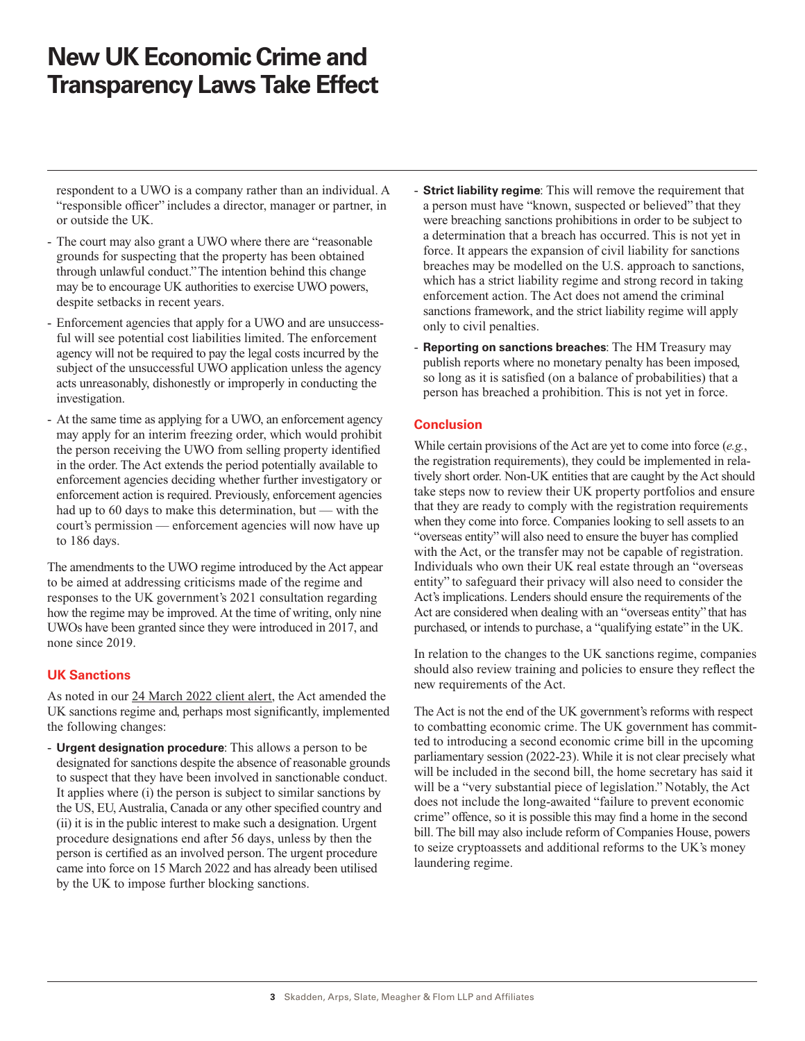respondent to a UWO is a company rather than an individual. A "responsible officer" includes a director, manager or partner, in or outside the UK.

- The court may also grant a UWO where there are "reasonable grounds for suspecting that the property has been obtained through unlawful conduct." The intention behind this change may be to encourage UK authorities to exercise UWO powers, despite setbacks in recent years.
- Enforcement agencies that apply for a UWO and are unsuccessful will see potential cost liabilities limited. The enforcement agency will not be required to pay the legal costs incurred by the subject of the unsuccessful UWO application unless the agency acts unreasonably, dishonestly or improperly in conducting the investigation.
- At the same time as applying for a UWO, an enforcement agency may apply for an interim freezing order, which would prohibit the person receiving the UWO from selling property identified in the order. The Act extends the period potentially available to enforcement agencies deciding whether further investigatory or enforcement action is required. Previously, enforcement agencies had up to 60 days to make this determination, but — with the court's permission — enforcement agencies will now have up to 186 days.

The amendments to the UWO regime introduced by the Act appear to be aimed at addressing criticisms made of the regime and responses to the UK government's 2021 consultation regarding how the regime may be improved. At the time of writing, only nine UWOs have been granted since they were introduced in 2017, and none since 2019.

## UK Sanctions

As noted in our 24 March 2022 client alert, the Act amended the UK sanctions regime and, perhaps most significantly, implemented the following changes:

- **Urgent designation procedure**: This allows a person to be designated for sanctions despite the absence of reasonable grounds to suspect that they have been involved in sanctionable conduct. It applies where (i) the person is subject to similar sanctions by the US, EU, Australia, Canada or any other specified country and (ii) it is in the public interest to make such a designation. Urgent procedure designations end after 56 days, unless by then the person is certified as an involved person. The urgent procedure came into force on 15 March 2022 and has already been utilised by the UK to impose further blocking sanctions.
- **Strict liability regime**: This will remove the requirement that a person must have "known, suspected or believed" that they were breaching sanctions prohibitions in order to be subject to a determination that a breach has occurred. This is not yet in force. It appears the expansion of civil liability for sanctions breaches may be modelled on the U.S. approach to sanctions, which has a strict liability regime and strong record in taking enforcement action. The Act does not amend the criminal sanctions framework, and the strict liability regime will apply only to civil penalties.
- **Reporting on sanctions breaches**: The HM Treasury may publish reports where no monetary penalty has been imposed, so long as it is satisfied (on a balance of probabilities) that a person has breached a prohibition. This is not yet in force.

## Conclusion

While certain provisions of the Act are yet to come into force (*e.g.*, the registration requirements), they could be implemented in relatively short order. Non-UK entities that are caught by the Act should take steps now to review their UK property portfolios and ensure that they are ready to comply with the registration requirements when they come into force. Companies looking to sell assets to an "overseas entity" will also need to ensure the buyer has complied with the Act, or the transfer may not be capable of registration. Individuals who own their UK real estate through an "overseas entity" to safeguard their privacy will also need to consider the Act's implications. Lenders should ensure the requirements of the Act are considered when dealing with an "overseas entity" that has purchased, or intends to purchase, a "qualifying estate" in the UK.

In relation to the changes to the UK sanctions regime, companies should also review training and policies to ensure they reflect the new requirements of the Act.

The Act is not the end of the UK government's reforms with respect to combatting economic crime. The UK government has committed to introducing a second economic crime bill in the upcoming parliamentary session (2022-23). While it is not clear precisely what will be included in the second bill, the home secretary has said it will be a "very substantial piece of legislation." Notably, the Act does not include the long-awaited "failure to prevent economic crime" offence, so it is possible this may find a home in the second bill. The bill may also include reform of Companies House, powers to seize cryptoassets and additional reforms to the UK's money laundering regime.